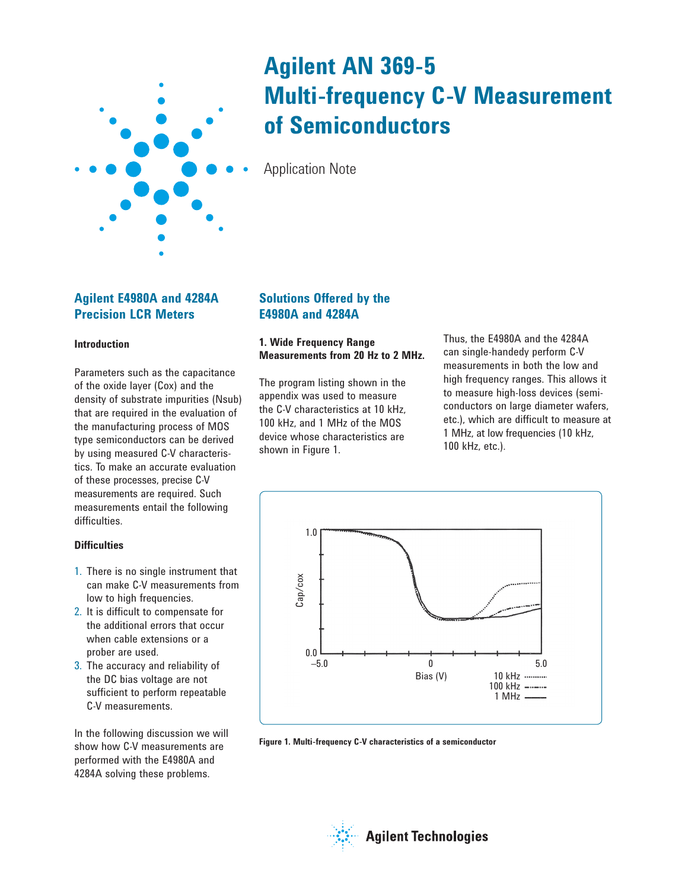# Agilent AN 369-5 Multi-frequency C-V Measurement of Semiconductors

Application Note

## Agilent E4980A and 4284A Precision LCR Meters

### Introduction

Parameters such as the capacitance of the oxide layer (Cox) and the density of substrate impurities (Nsub) that are required in the evaluation of the manufacturing process of MOS type semiconductors can be derived by using measured C-V characteristics. To make an accurate evaluation of these processes, precise C-V measurements are required. Such measurements entail the following difficulties.

### Difficulties

1. There is no single instrument that can make C-V measurements from low to high frequencies.
2. It is difficult to compensate for the additional errors that occur when cable extensions or a prober are used.
3. The accuracy and reliability of the DC bias voltage are not sufficient to perform repeatable C-V measurements.

In the following discussion we will show how C-V measurements are performed with the E4980A and 4284A solving these problems.

## Solutions Offered by the E4980A and 4284A

### 1. Wide Frequency Range Measurements from 20 Hz to 2 MHz.

The program listing shown in the appendix was used to measure the C-V characteristics at 10 kHz, 100 kHz, and 1 MHz of the MOS device whose characteristics are shown in Figure 1.

Thus, the E4980A and the 4284A can single-handedy perform C-V measurements in both the low and high frequency ranges. This allows it to measure high-loss devices (semiconductors on large diameter wafers, etc.), which are difficult to measure at 1 MHz, at low frequencies (10 kHz, 100 kHz, etc.).

Figure 1. Multi-frequency C-V characteristics of a semiconductor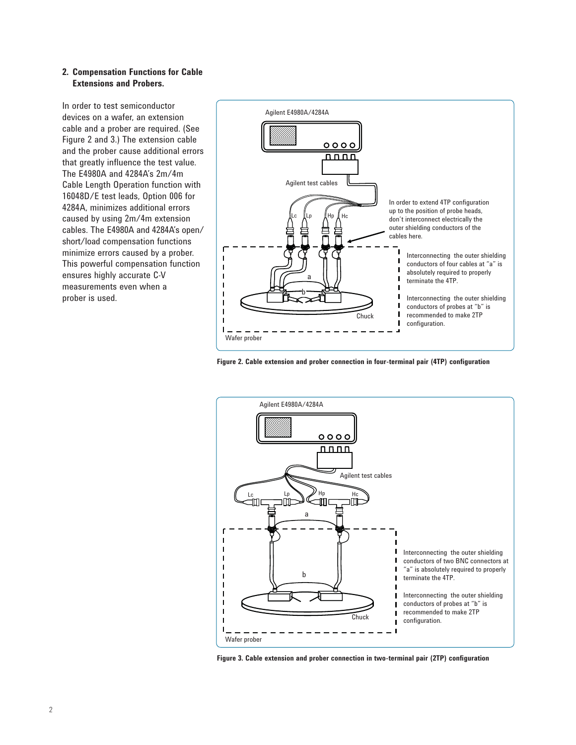## 2. Compensation Functions for Cable Extensions and Probers.

In order to test semiconductor devices on a wafer, an extension cable and a prober are required. (See Figure 2 and 3.) The extension cable and the prober cause additional errors that greatly influence the test value. The E4980A and 4284A's 2m/4m Cable Length Operation function with 16048D/E test leads, Option 006 for 4284A, minimizes additional errors caused by using 2m/4m extension cables. The E4980A and 4284A's open/short/load compensation functions minimize errors caused by a prober. This powerful compensation function ensures highly accurate C-V measurements even when a prober is used.

Agilent E4980A/4284A

Agilent test cables

Lc Lp Hp Hc

In order to extend 4TP configuration up to the position of probe heads, don't interconnect electrically the outer shielding conductors of the cables here.

Interconnecting the outer shielding conductors of four cables at "a" is absolutely required to properly terminate the 4TP.

Interconnecting the outer shielding conductors of probes at "b" is recommended to make 2TP configuration.

Chuck

Wafer prober

**Figure 2. Cable extension and prober connection in four-terminal pair (4TP) configuration**

Agilent E4980A/4284A

Agilent test cables

Lc Lp Hp Hc

Interconnecting the outer shielding conductors of two BNC connectors at "a" is absolutely required to properly terminate the 4TP.

Interconnecting the outer shielding conductors of probes at "b" is recommended to make 2TP configuration.

Chuck

Wafer prober

**Figure 3. Cable extension and prober connection in two-terminal pair (2TP) configuration**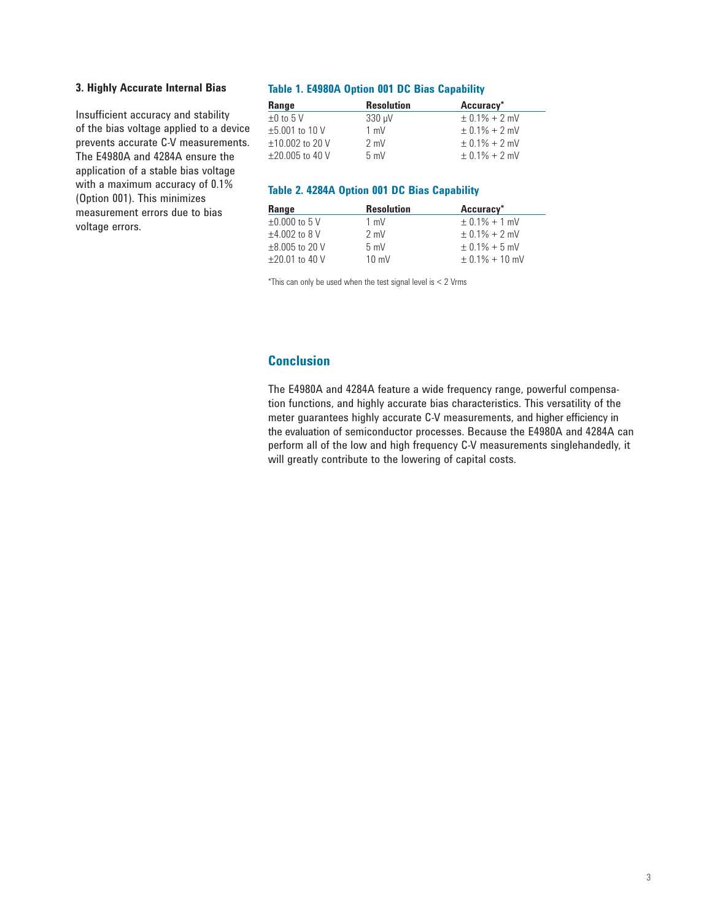### 3. Highly Accurate Internal Bias

Insufficient accuracy and stability of the bias voltage applied to a device prevents accurate C-V measurements. The E4980A and 4284A ensure the application of a stable bias voltage with a maximum accuracy of 0.1% (Option 001). This minimizes measurement errors due to bias voltage errors.

**Table 1. E4980A Option 001 DC Bias Capability**

| Range | Resolution | Accuracy* |
|---|---|---|
| ±0 to 5 V | 330 μV | ± 0.1% + 2 mV |
| ±5.001 to 10 V | 1 mV | ± 0.1% + 2 mV |
| ±10.002 to 20 V | 2 mV | ± 0.1% + 2 mV |
| ±20.005 to 40 V | 5 mV | ± 0.1% + 2 mV |

**Table 2. 4284A Option 001 DC Bias Capability**

| Range | Resolution | Accuracy* |
|---|---|---|
| ±0.000 to 5 V | 1 mV | ± 0.1% + 1 mV |
| ±4.002 to 8 V | 2 mV | ± 0.1% + 2 mV |
| ±8.005 to 20 V | 5 mV | ± 0.1% + 5 mV |
| ±20.01 to 40 V | 10 mV | ± 0.1% + 10 mV |

*This can only be used when the test signal level is < 2 Vrms

## Conclusion

The E4980A and 4284A feature a wide frequency range, powerful compensation functions, and highly accurate bias characteristics. This versatility of the meter guarantees highly accurate C-V measurements, and higher efficiency in the evaluation of semiconductor processes. Because the E4980A and 4284A can perform all of the low and high frequency C-V measurements singlehandedly, it will greatly contribute to the lowering of capital costs.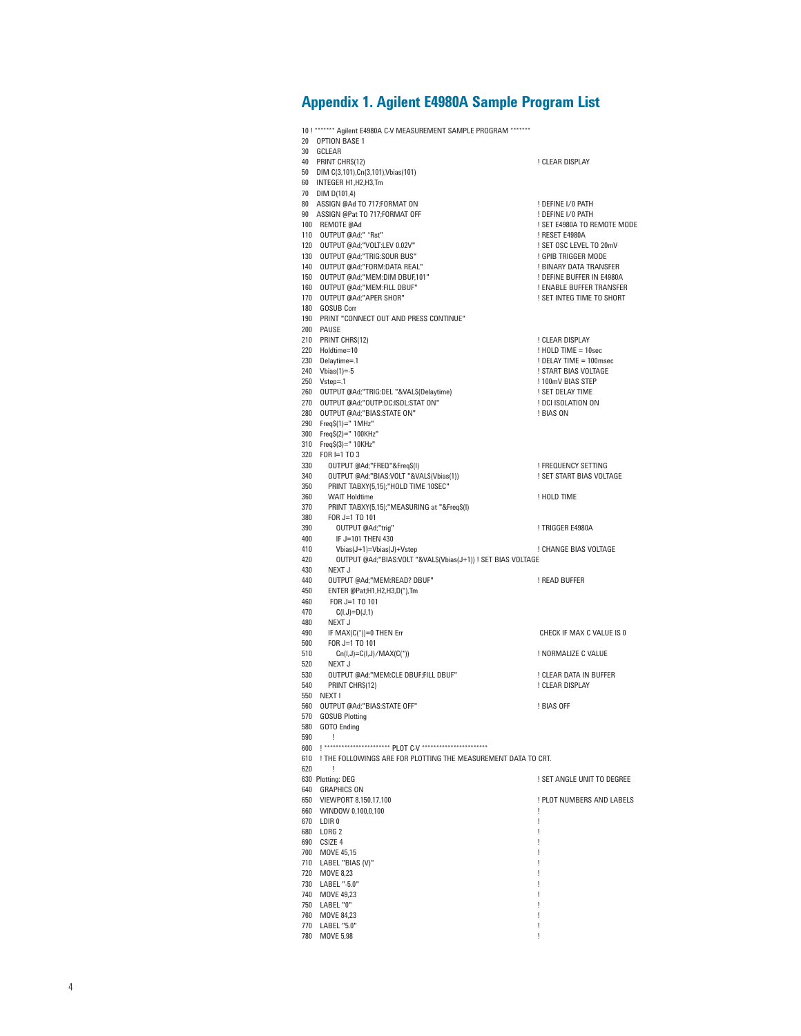## Appendix 1. Agilent E4980A Sample Program List

```
10 ! ******* Agilent E4980A C-V MEASUREMENT SAMPLE PROGRAM *******
20   OPTION BASE 1
30   GCLEAR
40   PRINT CHR$(12)                                   ! CLEAR DISPLAY
50   DIM C(3,101),Cn(3,101),Vbias(101)
60   INTEGER H1,H2,H3,Tm
70   DIM D(101,4)
80   ASSIGN @Ad TO 717;FORMAT ON                      ! DEFINE I/0 PATH
90   ASSIGN @Pat TO 717;FORMAT OFF                    ! DEFINE I/0 PATH
100   REMOTE @Ad                                      ! SET E4980A TO REMOTE MODE
110   OUTPUT @Ad;" *Rst"                              ! RESET E4980A
120   OUTPUT @Ad;"VOLT:LEV 0.02V"                     ! SET OSC LEVEL TO 20mV
130   OUTPUT @Ad;"TRIG:SOUR BUS"                      ! GPIB TRIGGER MODE
140   OUTPUT @Ad;"FORM:DATA REAL"                     ! BINARY DATA TRANSFER
150   OUTPUT @Ad;"MEM:DIM DBUF,101"                   ! DEFINE BUFFER IN E4980A
160   OUTPUT @Ad;"MEM:FILL DBUF"                      ! ENABLE BUFFER TRANSFER
170   OUTPUT @Ad;"APER SHOR"                          ! SET INTEG TIME TO SHORT
180   GOSUB Corr
190   PRINT "CONNECT OUT AND PRESS CONTINUE"
200   PAUSE
210   PRINT CHR$(12)                                  ! CLEAR DISPLAY
220   Holdtime=10                                     ! HOLD TIME = 10sec
230   Delaytime=.1                                    ! DELAY TIME = 100msec
240   Vbias(1)=-5                                     ! START BIAS VOLTAGE
250   Vstep=.1                                        ! 100mV BIAS STEP
260   OUTPUT @Ad;"TRIG:DEL "&VAL$(Delaytime)          ! SET DELAY TIME
270   OUTPUT @Ad;"OUTP:DC:ISOL:STAT ON"               ! DCI ISOLATION ON
280   OUTPUT @Ad;"BIAS:STATE ON"                      ! BIAS ON
290   Freq$(1)=" 1MHz"
300   Freq$(2)=" 100KHz"
310   Freq$(3)=" 10KHz"
320   FOR I=1 TO 3
330      OUTPUT @Ad;"FREQ"&Freq$(I)                   ! FREQUENCY SETTING
340      OUTPUT @Ad;"BIAS:VOLT "&VAL$(Vbias(1))       ! SET START BIAS VOLTAGE
350      PRINT TABXY(5,15);"HOLD TIME 10SEC"
360      WAIT Holdtime                                ! HOLD TIME
370      PRINT TABXY(5,15);"MEASURING at "&Freq$(I)
380      FOR J=1 TO 101
390         OUTPUT @Ad;"trig"                         ! TRIGGER E4980A
400         IF J=101 THEN 430
410         Vbias(J+1)=Vbias(J)+Vstep                 ! CHANGE BIAS VOLTAGE
420         OUTPUT @Ad;"BIAS:VOLT "&VAL$(Vbias(J+1)) ! SET BIAS VOLTAGE
430      NEXT J
440      OUTPUT @Ad;"MEM:READ? DBUF"                  ! READ BUFFER
450      ENTER @Pat;H1,H2,H3,D(*),Tm
460       FOR J=1 TO 101
470         C(I,J)=D(J,1)
480      NEXT J
490      IF MAX(C(*))=0 THEN Err                       CHECK IF MAX C VALUE IS 0
500      FOR J=1 TO 101
510         Cn(I,J)=C(I,J)/MAX(C(*))                  ! NORMALIZE C VALUE
520      NEXT J
530      OUTPUT @Ad;"MEM:CLE DBUF;FILL DBUF"          ! CLEAR DATA IN BUFFER
540      PRINT CHR$(12)                               ! CLEAR DISPLAY
550   NEXT I
560   OUTPUT @Ad;"BIAS:STATE OFF"                     ! BIAS OFF
570   GOSUB Plotting
580   GOTO Ending
590      !
600   ! ********************** PLOT C-V **********************
610   ! THE FOLLOWINGS ARE FOR PLOTTING THE MEASUREMENT DATA TO CRT.
620      !
630 Plotting: DEG                                     ! SET ANGLE UNIT TO DEGREE
640   GRAPHICS ON
650   VIEWPORT 8,150,17,100                           ! PLOT NUMBERS AND LABELS
660   WINDOW 0,100,0,100                              !
670   LDIR 0                                          !
680   LORG 2                                          !
690   CSIZE 4                                         !
700   MOVE 45,15                                      !
710   LABEL "BIAS (V)"                                !
720   MOVE 8,23                                       !
730   LABEL "-5.0"                                    !
740   MOVE 49,23                                      !
750   LABEL "0"                                       !
760   MOVE 84,23                                      !
770   LABEL "5.0"                                     !
780   MOVE 5,98                                       !
```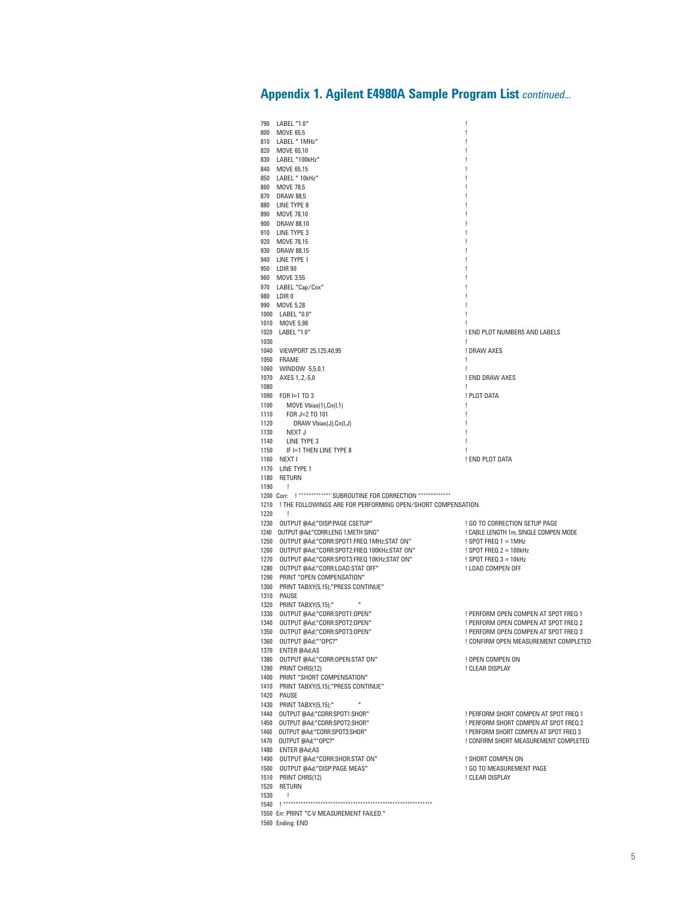## Appendix 1. Agilent E4980A Sample Program List *continued...*

```
790  LABEL "1.0"                                          !
800  MOVE 65,5                                            !
810  LABEL " 1MHz"                                        !
820  MOVE 65,10                                           !
830  LABEL "100kHz"                                       !
840  MOVE 65,15                                           !
850  LABEL " 10kHz"                                       !
860  MOVE 78,5                                            !
870  DRAW 88,5                                            !
880  LINE TYPE 8                                          !
890  MOVE 78,10                                           !
900  DRAW 88,10                                           !
910  LINE TYPE 3                                          !
920  MOVE 78,15                                           !
930  DRAW 88,15                                           !
940  LINE TYPE 1                                          !
950  LDIR 90                                              !
960  MOVE 3,55                                            !
970  LABEL "Cap/Cox"                                      !
980  LDIR 0                                               !
990  MOVE 5,28                                            !
1000  LABEL "0.0"                                         !
1010  MOVE 5,98                                           !
1020  LABEL "1.0"                                         ! END PLOT NUMBERS AND LABELS
1030                                                      !
1040  VIEWPORT 25,125,40,95                               ! DRAW AXES
1050  FRAME                                               !
1060  WINDOW -5,5,0,1                                     !
1070  AXES 1,.2,-5,0                                      ! END DRAW AXES
1080                                                      !
1090  FOR I=1 TO 3                                        ! PLOT DATA
1100     MOVE Vbias(1),Cn(I,1)                            !
1110     FOR J=2 TO 101                                   !
1120        DRAW Vbias(J),Cn(I,J)                         !
1130     NEXT J                                           !
1140     LINE TYPE 3                                      !
1150     IF I=1 THEN LINE TYPE 8                          !
1160  NEXT I                                              ! END PLOT DATA
1170  LINE TYPE 1
1180  RETURN
1190     !
1200 Corr:   ! ************* SUBROUTINE FOR CORRECTION *************
1210  ! THE FOLLOWINGS ARE FOR PERFORMING OPEN/SHORT COMPENSATION.
1220     !
1230  OUTPUT @Ad;"DISP:PAGE CSETUP"                       ! GO TO CORRECTION SETUP PAGE
1240  OUTPUT @Ad;"CORR:LENG 1;METH SING"                  ! CABLE LENGTH 1m, SINGLE COMPEN MODE
1250  OUTPUT @Ad;"CORR:SPOT1:FREQ 1MHz;STAT ON"           ! SPOT FREQ 1 = 1MHz
1260  OUTPUT @Ad;"CORR:SPOT2:FREQ 100KHz;STAT ON"         ! SPOT FREQ 2 = 100kHz
1270  OUTPUT @Ad;"CORR:SPOT3:FREQ 10KHz;STAT ON"          ! SPOT FREQ 3 = 10kHz
1280  OUTPUT @Ad;"CORR:LOAD:STAT OFF"                     ! LOAD COMPEN OFF
1290  PRINT "OPEN COMPENSATION"
1300  PRINT TABXY(5,15);"PRESS CONTINUE"
1310  PAUSE
1320  PRINT TABXY(5,15);"              "
1330  OUTPUT @Ad;"CORR:SPOT1:OPEN"                        ! PERFORM OPEN COMPEN AT SPOT FREQ 1
1340  OUTPUT @Ad;"CORR:SPOT2:OPEN"                        ! PERFORM OPEN COMPEN AT SPOT FREQ 2
1350  OUTPUT @Ad;"CORR:SPOT3:OPEN"                        ! PERFORM OPEN COMPEN AT SPOT FREQ 3
1360  OUTPUT @Ad;"*OPC?"                                  ! CONFIRM OPEN MEASUREMENT COMPLETED
1370  ENTER @Ad;A$
1380  OUTPUT @Ad;"CORR:OPEN:STAT ON"                      ! OPEN COMPEN ON
1390  PRINT CHR$(12)                                      ! CLEAR DISPLAY
1400  PRINT "SHORT COMPENSATION"
1410  PRINT TABXY(5,15);"PRESS CONTINUE"
1420  PAUSE
1430  PRINT TABXY(5,15);"              "
1440  OUTPUT @Ad;"CORR:SPOT1:SHOR"                        ! PERFORM SHORT COMPEN AT SPOT FREQ 1
1450  OUTPUT @Ad;"CORR:SPOT2:SHOR"                        ! PERFORM SHORT COMPEN AT SPOT FREQ 2
1460  OUTPUT @Ad;"CORR:SPOT3:SHOR"                        ! PERFORM SHORT COMPEN AT SPOT FREQ 3
1470  OUTPUT @Ad;"*OPC?"                                  ! CONFIRM SHORT MEASUREMENT COMPLETED
1480  ENTER @Ad;A$
1490  OUTPUT @Ad;"CORR:SHOR:STAT ON"                      ! SHORT COMPEN ON
1500  OUTPUT @Ad;"DISP:PAGE MEAS"                         ! GO TO MEASUREMENT PAGE
1510  PRINT CHR$(12)                                      ! CLEAR DISPLAY
1520  RETURN
1530     !
1540  ! ***********************************************************
1550 Err: PRINT "C-V MEASUREMENT FAILED."
1560 Ending: END
```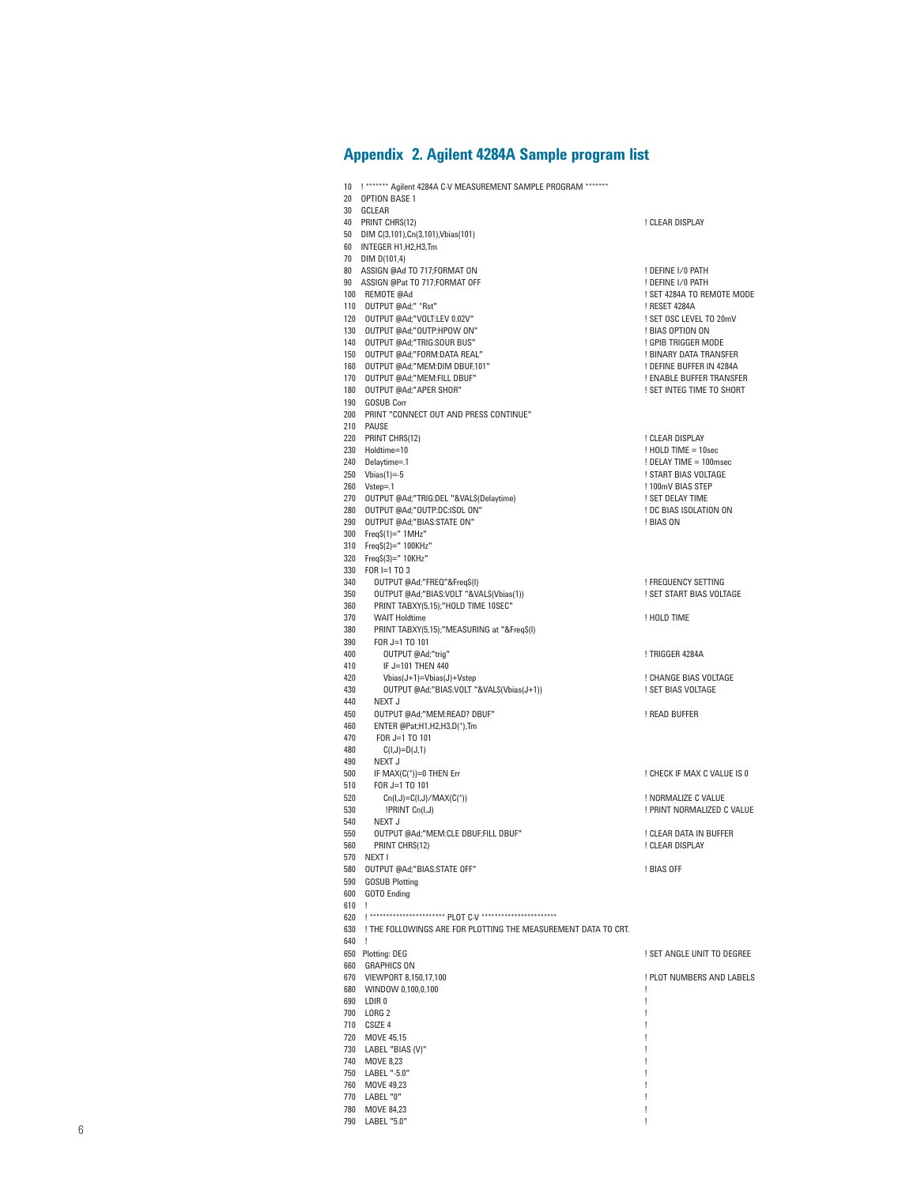## Appendix 2. Agilent 4284A Sample program list

```
10   ! ******* Agilent 4284A C-V MEASUREMENT SAMPLE PROGRAM *******
20   OPTION BASE 1
30   GCLEAR
40   PRINT CHR$(12)                                        ! CLEAR DISPLAY
50   DIM C(3,101),Cn(3,101),Vbias(101)
60   INTEGER H1,H2,H3,Tm
70   DIM D(101,4)
80   ASSIGN @Ad TO 717;FORMAT ON                           ! DEFINE I/0 PATH
90   ASSIGN @Pat TO 717;FORMAT OFF                         ! DEFINE I/0 PATH
100  REMOTE @Ad                                            ! SET 4284A TO REMOTE MODE
110  OUTPUT @Ad;" *Rst"                                    ! RESET 4284A
120  OUTPUT @Ad;"VOLT:LEV 0.02V"                           ! SET OSC LEVEL TO 20mV
130  OUTPUT @Ad;"OUTP:HPOW ON"                             ! BIAS OPTION ON
140  OUTPUT @Ad;"TRIG:SOUR BUS"                            ! GPIB TRIGGER MODE
150  OUTPUT @Ad;"FORM:DATA REAL"                           ! BINARY DATA TRANSFER
160  OUTPUT @Ad;"MEM:DIM DBUF,101"                         ! DEFINE BUFFER IN 4284A
170  OUTPUT @Ad;"MEM:FILL DBUF"                            ! ENABLE BUFFER TRANSFER
180  OUTPUT @Ad;"APER SHOR"                                ! SET INTEG TIME TO SHORT
190  GOSUB Corr
200  PRINT "CONNECT OUT AND PRESS CONTINUE"
210  PAUSE
220  PRINT CHR$(12)                                        ! CLEAR DISPLAY
230  Holdtime=10                                           ! HOLD TIME = 10sec
240  Delaytime=.1                                          ! DELAY TIME = 100msec
250  Vbias(1)=-5                                           ! START BIAS VOLTAGE
260  Vstep=.1                                              ! 100mV BIAS STEP
270  OUTPUT @Ad;"TRIG:DEL "&VAL$(Delaytime)                ! SET DELAY TIME
280  OUTPUT @Ad;"OUTP:DC:ISOL ON"                          ! DC BIAS ISOLATION ON
290  OUTPUT @Ad;"BIAS:STATE ON"                            ! BIAS ON
300  Freq$(1)=" 1MHz"
310  Freq$(2)=" 100KHz"
320  Freq$(3)=" 10KHz"
330  FOR I=1 TO 3
340     OUTPUT @Ad;"FREQ"&Freq$(I)                         ! FREQUENCY SETTING
350     OUTPUT @Ad;"BIAS:VOLT "&VAL$(Vbias(1))             ! SET START BIAS VOLTAGE
360     PRINT TABXY(5,15);"HOLD TIME 10SEC"
370     WAIT Holdtime                                      ! HOLD TIME
380     PRINT TABXY(5,15);"MEASURING at "&Freq$(I)
390     FOR J=1 TO 101
400        OUTPUT @Ad;"trig"                               ! TRIGGER 4284A
410        IF J=101 THEN 440
420        Vbias(J+1)=Vbias(J)+Vstep                       ! CHANGE BIAS VOLTAGE
430        OUTPUT @Ad;"BIAS:VOLT "&VAL$(Vbias(J+1))        ! SET BIAS VOLTAGE
440     NEXT J
450     OUTPUT @Ad;"MEM:READ? DBUF"                        ! READ BUFFER
460     ENTER @Pat;H1,H2,H3,D(*),Tm
470      FOR J=1 TO 101
480        C(I,J)=D(J,1)
490     NEXT J
500     IF MAX(C(*))=0 THEN Err                            ! CHECK IF MAX C VALUE IS 0
510     FOR J=1 TO 101
520        Cn(I,J)=C(I,J)/MAX(C(*))                        ! NORMALIZE C VALUE
530         !PRINT Cn(I,J)                                 ! PRINT NORMALIZED C VALUE
540     NEXT J
550     OUTPUT @Ad;"MEM:CLE DBUF;FILL DBUF"                ! CLEAR DATA IN BUFFER
560     PRINT CHR$(12)                                     ! CLEAR DISPLAY
570  NEXT I
580  OUTPUT @Ad;"BIAS:STATE OFF"                           ! BIAS OFF
590  GOSUB Plotting
600  GOTO Ending
610  !
620  ! ********************** PLOT C-V **********************
630  ! THE FOLLOWINGS ARE FOR PLOTTING THE MEASUREMENT DATA TO CRT.
640  !
650  Plotting: DEG                                         ! SET ANGLE UNIT TO DEGREE
660  GRAPHICS ON
670  VIEWPORT 8,150,17,100                                 ! PLOT NUMBERS AND LABELS
680  WINDOW 0,100,0,100                                    !
690  LDIR 0                                                !
700  LORG 2                                                !
710  CSIZE 4                                               !
720  MOVE 45,15                                            !
730  LABEL "BIAS (V)"                                      !
740  MOVE 8,23                                             !
750  LABEL "-5.0"                                          !
760  MOVE 49,23                                            !
770  LABEL "0"                                             !
780  MOVE 84,23                                            !
790  LABEL "5.0"                                           !
```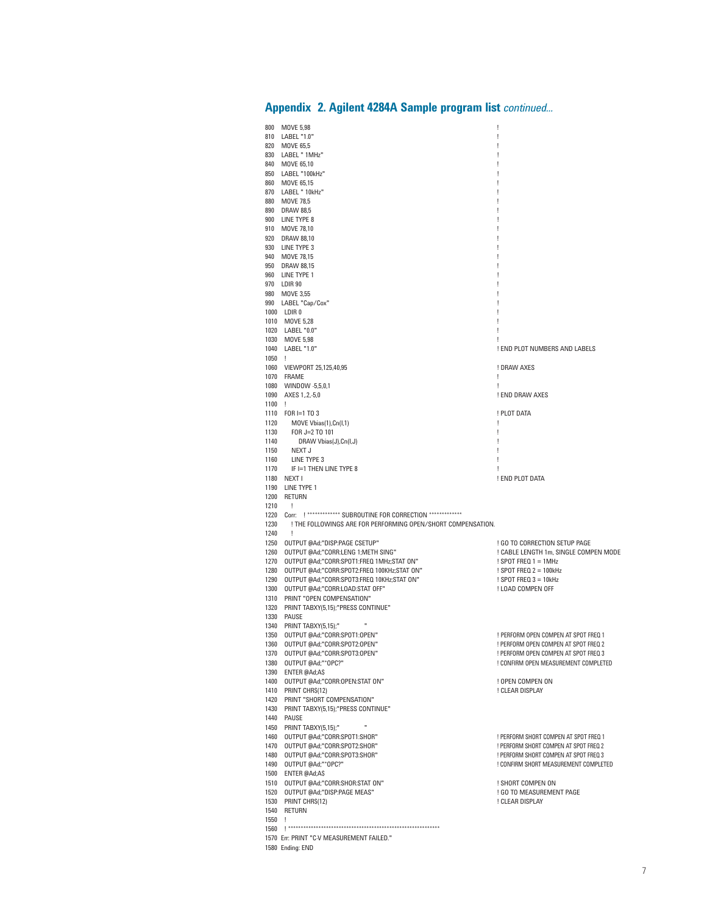## Appendix 2. Agilent 4284A Sample program list *continued...*

```
800  MOVE 5,98                                                          !
810  LABEL "1.0"                                                        !
820  MOVE 65,5                                                          !
830  LABEL " 1MHz"                                                      !
840  MOVE 65,10                                                         !
850  LABEL "100kHz"                                                     !
860  MOVE 65,15                                                         !
870  LABEL " 10kHz"                                                     !
880  MOVE 78,5                                                          !
890  DRAW 88,5                                                          !
900  LINE TYPE 8                                                        !
910  MOVE 78,10                                                         !
920  DRAW 88,10                                                         !
930  LINE TYPE 3                                                        !
940  MOVE 78,15                                                         !
950  DRAW 88,15                                                         !
960  LINE TYPE 1                                                        !
970  LDIR 90                                                            !
980  MOVE 3,55                                                          !
990  LABEL "Cap/Cox"                                                    !
1000  LDIR 0                                                            !
1010  MOVE 5,28                                                         !
1020  LABEL "0.0"                                                       !
1030  MOVE 5,98                                                         !
1040  LABEL "1.0"                                                       ! END PLOT NUMBERS AND LABELS
1050  !
1060  VIEWPORT 25,125,40,95                                             ! DRAW AXES
1070  FRAME                                                             !
1080  WINDOW -5,5,0,1                                                   !
1090  AXES 1,.2,-5,0                                                    ! END DRAW AXES
1100  !
1110  FOR I=1 TO 3                                                      ! PLOT DATA
1120     MOVE Vbias(1),Cn(I,1)                                          !
1130     FOR J=2 TO 101                                                 !
1140        DRAW Vbias(J),Cn(I,J)                                       !
1150     NEXT J                                                         !
1160     LINE TYPE 3                                                    !
1170     IF I=1 THEN LINE TYPE 8                                        !
1180  NEXT I                                                            ! END PLOT DATA
1190  LINE TYPE 1
1200  RETURN
1210    !
1220  Corr:   ! ************* SUBROUTINE FOR CORRECTION *************
1230    ! THE FOLLOWINGS ARE FOR PERFORMING OPEN/SHORT COMPENSATION.
1240    !
1250  OUTPUT @Ad;"DISP:PAGE CSETUP"                                     ! GO TO CORRECTION SETUP PAGE
1260  OUTPUT @Ad;"CORR:LENG 1;METH SING"                                ! CABLE LENGTH 1m, SINGLE COMPEN MODE
1270  OUTPUT @Ad;"CORR:SPOT1:FREQ 1MHz;STAT ON"                         ! SPOT FREQ 1 = 1MHz
1280  OUTPUT @Ad;"CORR:SPOT2:FREQ 100KHz;STAT ON"                       ! SPOT FREQ 2 = 100kHz
1290  OUTPUT @Ad;"CORR:SPOT3:FREQ 10KHz;STAT ON"                        ! SPOT FREQ 3 = 10kHz
1300  OUTPUT @Ad;"CORR:LOAD:STAT OFF"                                   ! LOAD COMPEN OFF
1310  PRINT "OPEN COMPENSATION"
1320  PRINT TABXY(5,15);"PRESS CONTINUE"
1330  PAUSE
1340  PRINT TABXY(5,15);"              "
1350  OUTPUT @Ad;"CORR:SPOT1:OPEN"                                      ! PERFORM OPEN COMPEN AT SPOT FREQ 1
1360  OUTPUT @Ad;"CORR:SPOT2:OPEN"                                      ! PERFORM OPEN COMPEN AT SPOT FREQ 2
1370  OUTPUT @Ad;"CORR:SPOT3:OPEN"                                      ! PERFORM OPEN COMPEN AT SPOT FREQ 3
1380  OUTPUT @Ad;"*OPC?"                                                ! CONFIRM OPEN MEASUREMENT COMPLETED
1390  ENTER @Ad;A$
1400  OUTPUT @Ad;"CORR:OPEN:STAT ON"                                    ! OPEN COMPEN ON
1410  PRINT CHR$(12)                                                    ! CLEAR DISPLAY
1420  PRINT "SHORT COMPENSATION"
1430  PRINT TABXY(5,15);"PRESS CONTINUE"
1440  PAUSE
1450  PRINT TABXY(5,15);"              "
1460  OUTPUT @Ad;"CORR:SPOT1:SHOR"                                      ! PERFORM SHORT COMPEN AT SPOT FREQ 1
1470  OUTPUT @Ad;"CORR:SPOT2:SHOR"                                      ! PERFORM SHORT COMPEN AT SPOT FREQ 2
1480  OUTPUT @Ad;"CORR:SPOT3:SHOR"                                      ! PERFORM SHORT COMPEN AT SPOT FREQ 3
1490  OUTPUT @Ad;"*OPC?"                                                ! CONFIRM SHORT MEASUREMENT COMPLETED
1500  ENTER @Ad;A$
1510  OUTPUT @Ad;"CORR:SHOR:STAT ON"                                    ! SHORT COMPEN ON
1520  OUTPUT @Ad;"DISP:PAGE MEAS"                                       ! GO TO MEASUREMENT PAGE
1530  PRINT CHR$(12)                                                    ! CLEAR DISPLAY
1540  RETURN
1550  !
1560  ! *************************************************************
1570 Err: PRINT "C-V MEASUREMENT FAILED."
1580 Ending: END
```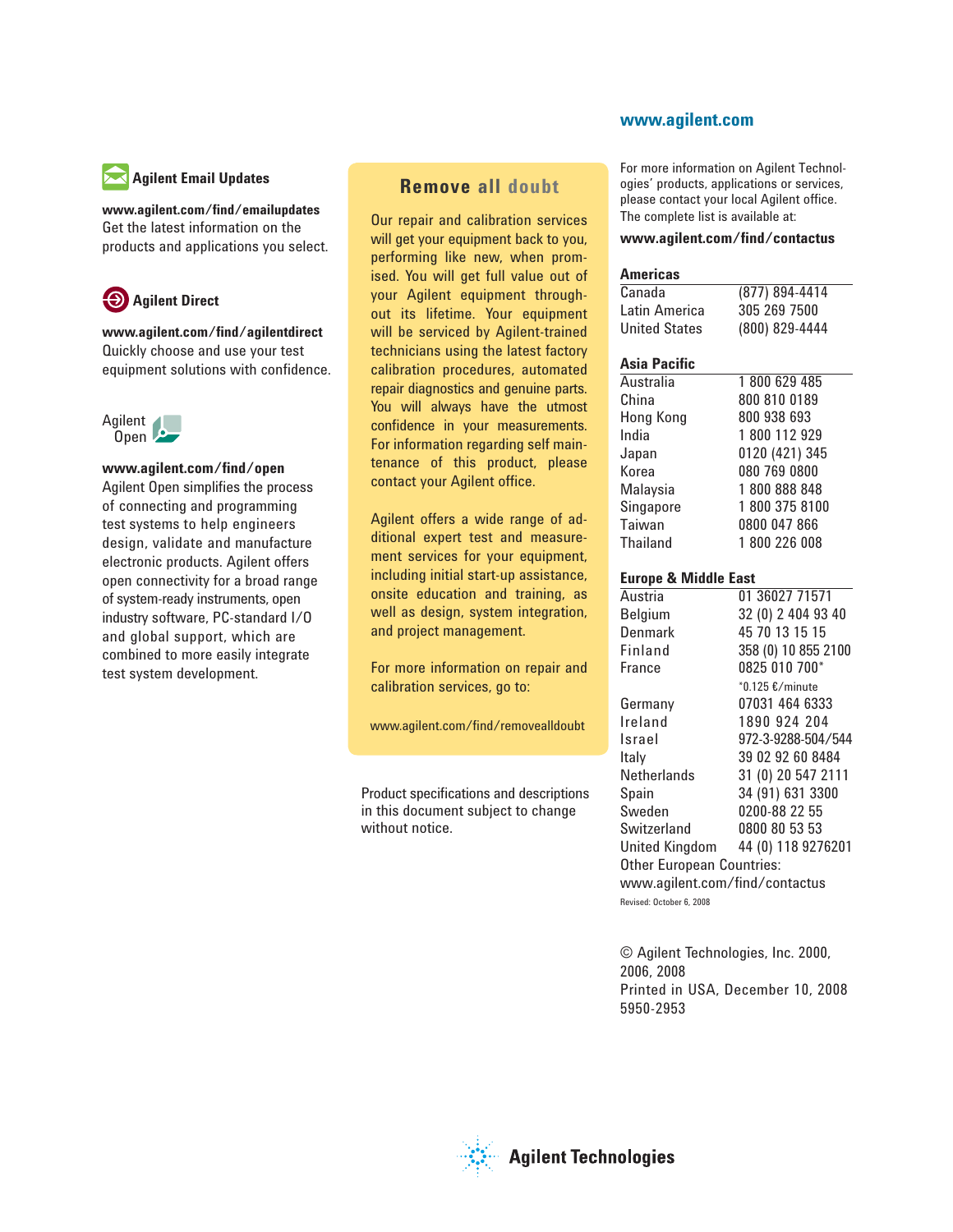### Agilent Email Updates

**www.agilent.com/find/emailupdates**
Get the latest information on the products and applications you select.

### Agilent Direct

**www.agilent.com/find/agilentdirect**
Quickly choose and use your test equipment solutions with confidence.

### Agilent Open

**www.agilent.com/find/open**
Agilent Open simplifies the process of connecting and programming test systems to help engineers design, validate and manufacture electronic products. Agilent offers open connectivity for a broad range of system-ready instruments, open industry software, PC-standard I/O and global support, which are combined to more easily integrate test system development.

## Remove all doubt

Our repair and calibration services will get your equipment back to you, performing like new, when promised. You will get full value out of your Agilent equipment throughout its lifetime. Your equipment will be serviced by Agilent-trained technicians using the latest factory calibration procedures, automated repair diagnostics and genuine parts. You will always have the utmost confidence in your measurements. For information regarding self maintenance of this product, please contact your Agilent office.

Agilent offers a wide range of additional expert test and measurement services for your equipment, including initial start-up assistance, onsite education and training, as well as design, system integration, and project management.

For more information on repair and calibration services, go to:

www.agilent.com/find/removealldoubt

Product specifications and descriptions in this document subject to change without notice.

**www.agilent.com**

For more information on Agilent Technologies' products, applications or services, please contact your local Agilent office. The complete list is available at:

**www.agilent.com/find/contactus**

**Americas**

| | |
|---|---|
| Canada | (877) 894-4414 |
| Latin America | 305 269 7500 |
| United States | (800) 829-4444 |

**Asia Pacific**

| | |
|---|---|
| Australia | 1 800 629 485 |
| China | 800 810 0189 |
| Hong Kong | 800 938 693 |
| India | 1 800 112 929 |
| Japan | 0120 (421) 345 |
| Korea | 080 769 0800 |
| Malaysia | 1 800 888 848 |
| Singapore | 1 800 375 8100 |
| Taiwan | 0800 047 866 |
| Thailand | 1 800 226 008 |

**Europe & Middle East**

| | |
|---|---|
| Austria | 01 36027 71571 |
| Belgium | 32 (0) 2 404 93 40 |
| Denmark | 45 70 13 15 15 |
| Finland | 358 (0) 10 855 2100 |
| France | 0825 010 700* *0.125 €/minute |
| Germany | 07031 464 6333 |
| Ireland | 1890 924 204 |
| Israel | 972-3-9288-504/544 |
| Italy | 39 02 92 60 8484 |
| Netherlands | 31 (0) 20 547 2111 |
| Spain | 34 (91) 631 3300 |
| Sweden | 0200-88 22 55 |
| Switzerland | 0800 80 53 53 |
| United Kingdom | 44 (0) 118 9276201 |

Other European Countries:
www.agilent.com/find/contactus

Revised: October 6, 2008

© Agilent Technologies, Inc. 2000, 2006, 2008
Printed in USA, December 10, 2008
5950-2953

Agilent Technologies